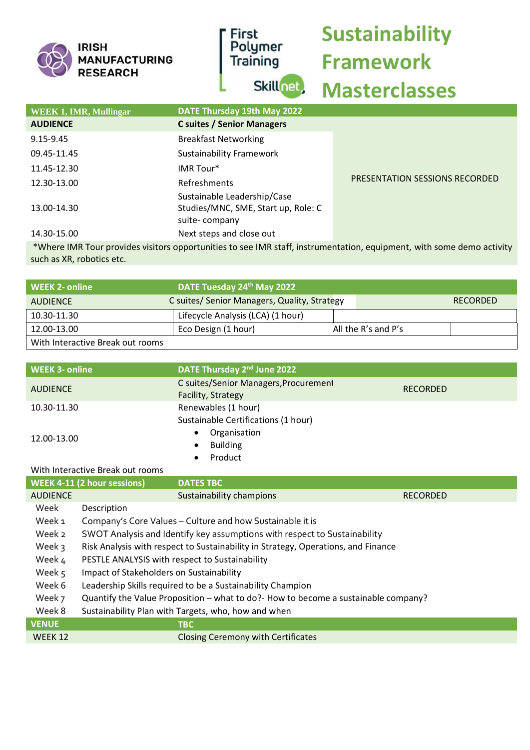IRISH MANUFACTURING RESEARCH

First Polymer Training Skillnet

# Sustainability Framework Masterclasses

| WEEK 1, IMR, Mullingar | DATE Thursday 19th May 2022 | |
|---|---|---|
| **AUDIENCE** | **C suites / Senior Managers** | |
| 9.15-9.45 | Breakfast Networking | PRESENTATION SESSIONS RECORDED |
| 09.45-11.45 | Sustainability Framework | |
| 11.45-12.30 | IMR Tour* | |
| 12.30-13.00 | Refreshments | |
| 13.00-14.30 | Sustainable Leadership/Case Studies/MNC, SME, Start up, Role: C suite- company | |
| 14.30-15.00 | Next steps and close out | |

*Where IMR Tour provides visitors opportunities to see IMR staff, instrumentation, equipment, with some demo activity such as XR, robotics etc.

| WEEK 2- online | DATE Tuesday 24th May 2022 | | |
|---|---|---|---|
| AUDIENCE | C suites/ Senior Managers, Quality, Strategy | | RECORDED |
| 10.30-11.30 | Lifecycle Analysis (LCA) (1 hour) | | |
| 12.00-13.00 | Eco Design (1 hour) | All the R's and P's | |
| With Interactive Break out rooms | | | |

| WEEK 3- online | DATE Thursday 2nd June 2022 | |
|---|---|---|
| AUDIENCE | C suites/Senior Managers,Procurement Facility, Strategy | RECORDED |
| 10.30-11.30 | Renewables (1 hour) | |
| 12.00-13.00 | Sustainable Certifications (1 hour)<br>• Organisation<br>• Building<br>• Product | |
| With Interactive Break out rooms | | |

| WEEK 4-11 (2 hour sessions) | DATES TBC | |
|---|---|---|
| AUDIENCE | Sustainability champions | RECORDED |

| Week | Description |
|---|---|
| Week 1 | Company's Core Values – Culture and how Sustainable it is |
| Week 2 | SWOT Analysis and Identify key assumptions with respect to Sustainability |
| Week 3 | Risk Analysis with respect to Sustainability in Strategy, Operations, and Finance |
| Week 4 | PESTLE ANALYSIS with respect to Sustainability |
| Week 5 | Impact of Stakeholders on Sustainability |
| Week 6 | Leadership Skills required to be a Sustainability Champion |
| Week 7 | Quantify the Value Proposition – what to do?- How to become a sustainable company? |
| Week 8 | Sustainability Plan with Targets, who, how and when |

| VENUE | TBC |
|---|---|
| WEEK 12 | Closing Ceremony with Certificates |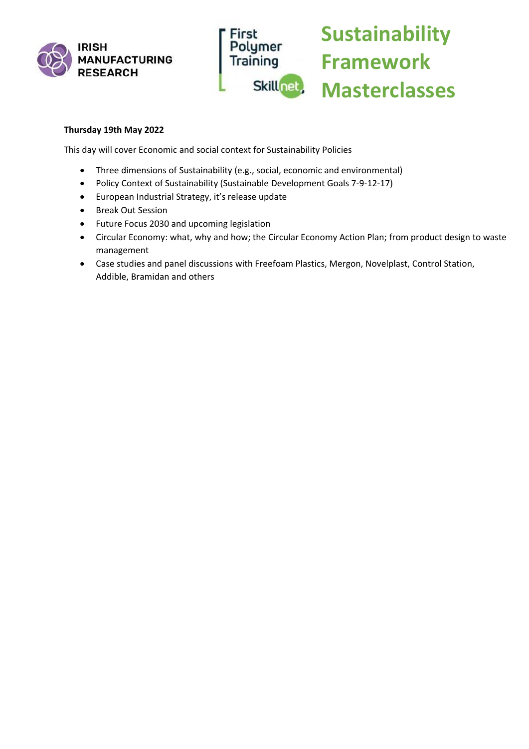IRISH MANUFACTURING RESEARCH

First Polymer Training Skillnet

# Sustainability Framework Masterclasses

**Thursday 19th May 2022**

This day will cover Economic and social context for Sustainability Policies

- Three dimensions of Sustainability (e.g., social, economic and environmental)
- Policy Context of Sustainability (Sustainable Development Goals 7-9-12-17)
- European Industrial Strategy, it's release update
- Break Out Session
- Future Focus 2030 and upcoming legislation
- Circular Economy: what, why and how; the Circular Economy Action Plan; from product design to waste management
- Case studies and panel discussions with Freefoam Plastics, Mergon, Novelplast, Control Station, Addible, Bramidan and others